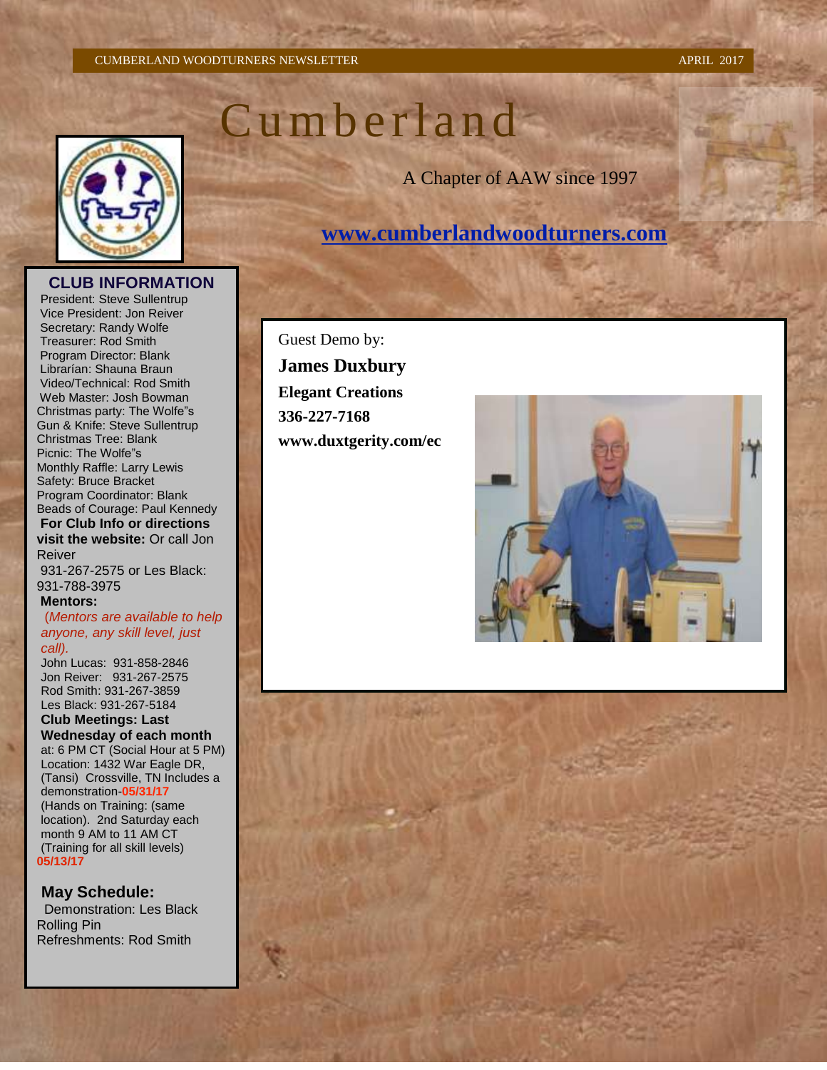# Cumberland

A Chapter of AAW since 1997

[www.cumberlandwoodturners.com](http://www.cumberlandwoodturners.com)

## CLUB INFORMATION

President: Steve Sullentrup
Vice President: Jon Reiver
Secretary: Randy Wolfe
Treasurer: Rod Smith
Program Director: Blank
Librarían: Shauna Braun
Video/Technical: Rod Smith
Web Master: Josh Bowman
Christmas party: The Wolfe"s
Gun & Knife: Steve Sullentrup
Christmas Tree: Blank
Picnic: The Wolfe"s
Monthly Raffle: Larry Lewis
Safety: Bruce Bracket
Program Coordinator: Blank
Beads of Courage: Paul Kennedy

**For Club Info or directions visit the website:** Or call Jon Reiver 931-267-2575 or Les Black: 931-788-3975

**Mentors:**

*(Mentors are available to help anyone, any skill level, just call).*

John Lucas: 931-858-2846
Jon Reiver: 931-267-2575
Rod Smith: 931-267-3859
Les Black: 931-267-5184

**Club Meetings: Last Wednesday of each month** at: 6 PM CT (Social Hour at 5 PM) Location: 1432 War Eagle DR, (Tansi) Crossville, TN Includes a demonstration-**05/31/17**

(Hands on Training: (same location). 2nd Saturday each month 9 AM to 11 AM CT (Training for all skill levels) **05/13/17**

### May Schedule:

Demonstration: Les Black Rolling Pin
Refreshments: Rod Smith

---

Guest Demo by:

**James Duxbury**

**Elegant Creations**

**336-227-7168**

**www.duxtgerity.com/ec**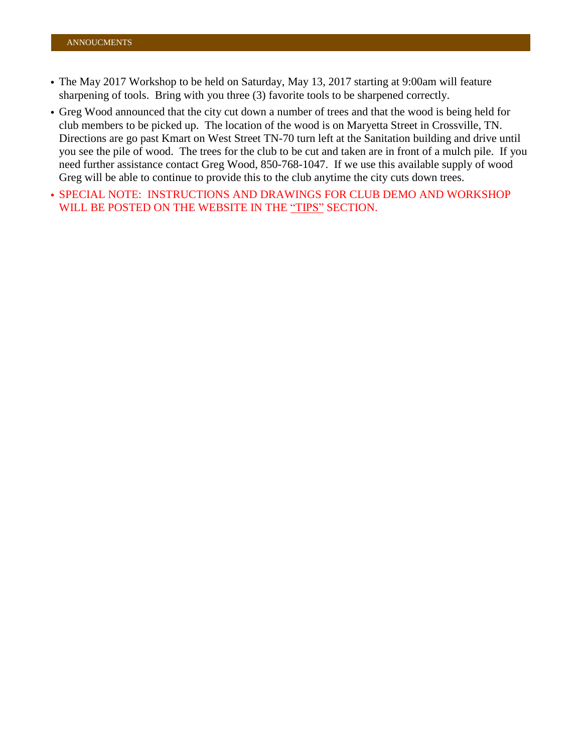## ANNOUCMENTS

- The May 2017 Workshop to be held on Saturday, May 13, 2017 starting at 9:00am will feature sharpening of tools. Bring with you three (3) favorite tools to be sharpened correctly.
- Greg Wood announced that the city cut down a number of trees and that the wood is being held for club members to be picked up. The location of the wood is on Maryetta Street in Crossville, TN. Directions are go past Kmart on West Street TN-70 turn left at the Sanitation building and drive until you see the pile of wood. The trees for the club to be cut and taken are in front of a mulch pile. If you need further assistance contact Greg Wood, 850-768-1047. If we use this available supply of wood Greg will be able to continue to provide this to the club anytime the city cuts down trees.
- SPECIAL NOTE: INSTRUCTIONS AND DRAWINGS FOR CLUB DEMO AND WORKSHOP WILL BE POSTED ON THE WEBSITE IN THE "TIPS" SECTION.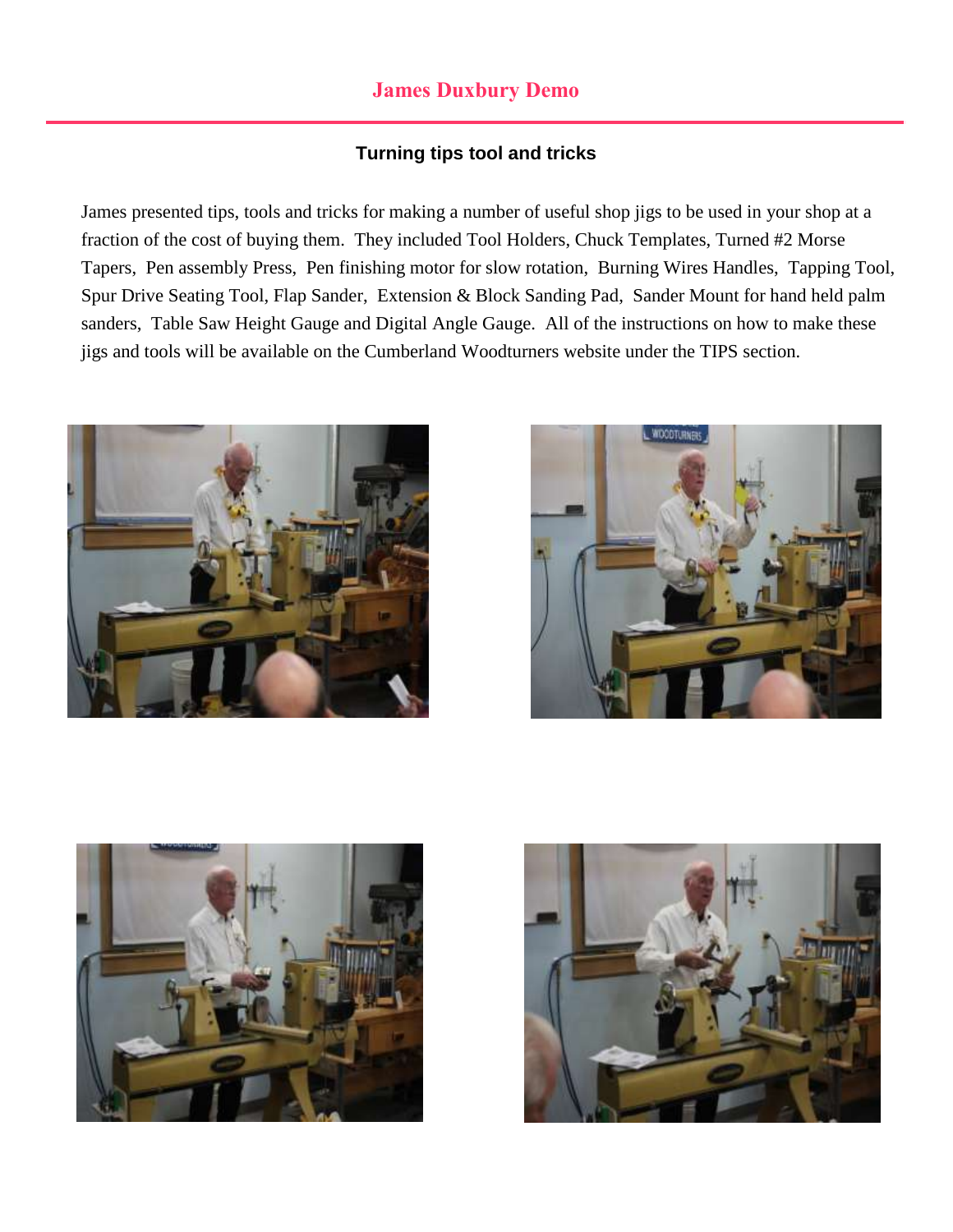# James Duxbury Demo

### Turning tips tool and tricks

James presented tips, tools and tricks for making a number of useful shop jigs to be used in your shop at a fraction of the cost of buying them. They included Tool Holders, Chuck Templates, Turned #2 Morse Tapers, Pen assembly Press, Pen finishing motor for slow rotation, Burning Wires Handles, Tapping Tool, Spur Drive Seating Tool, Flap Sander, Extension & Block Sanding Pad, Sander Mount for hand held palm sanders, Table Saw Height Gauge and Digital Angle Gauge. All of the instructions on how to make these jigs and tools will be available on the Cumberland Woodturners website under the TIPS section.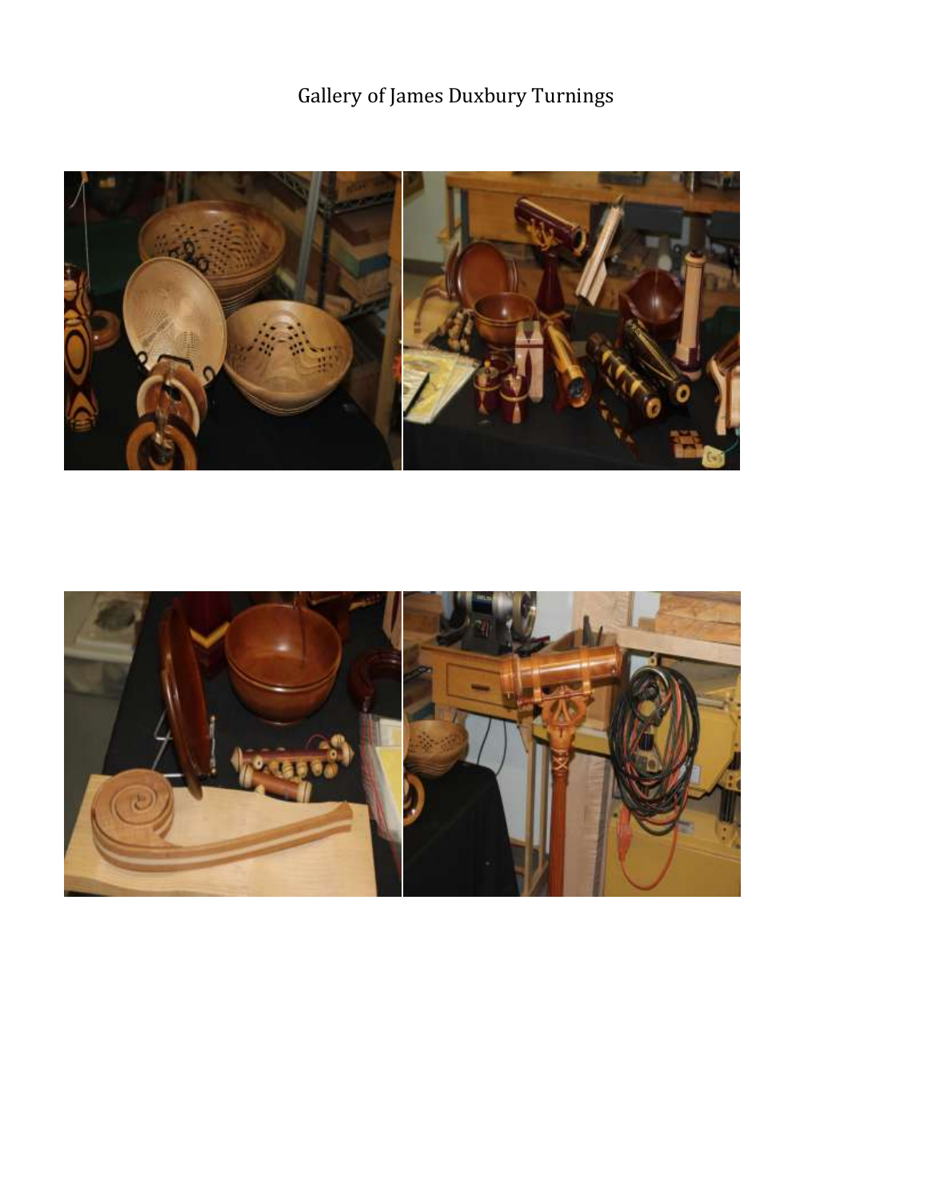Gallery of James Duxbury Turnings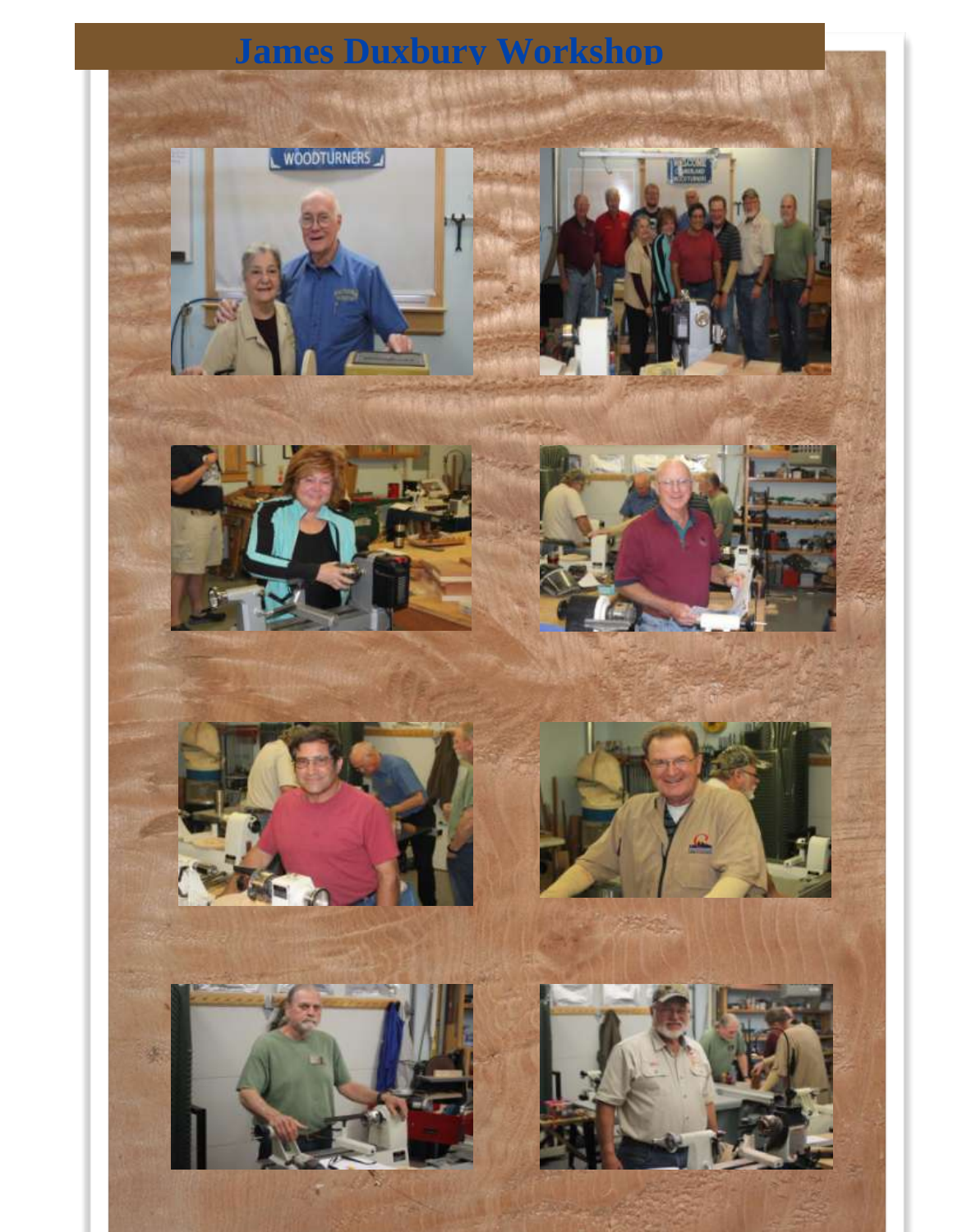# James Duxbury Workshop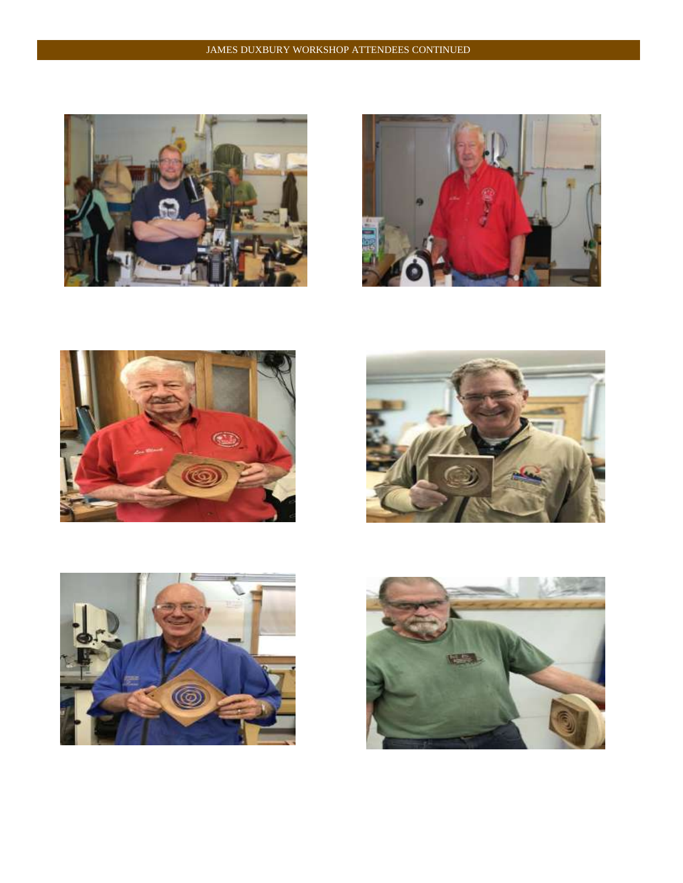JAMES DUXBURY WORKSHOP ATTENDEES CONTINUED